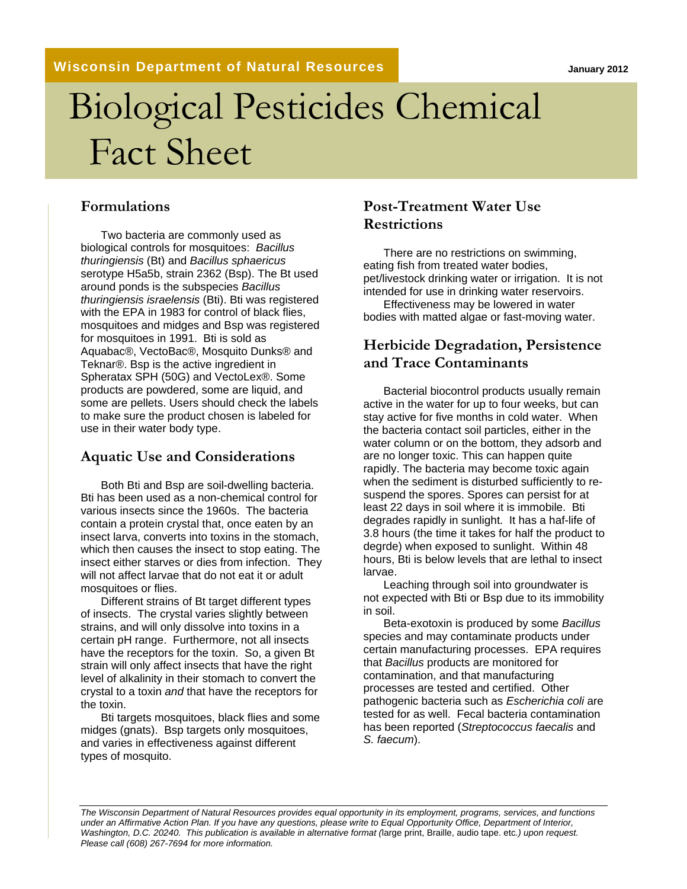**Wisconsin Department of Natural Resources**

January 2012

# Biological Pesticides Chemical Fact Sheet

## Formulations

Two bacteria are commonly used as biological controls for mosquitoes: *Bacillus thuringiensis* (Bt) and *Bacillus sphaericus* serotype H5a5b, strain 2362 (Bsp). The Bt used around ponds is the subspecies *Bacillus thuringiensis israelensis* (Bti). Bti was registered with the EPA in 1983 for control of black flies, mosquitoes and midges and Bsp was registered for mosquitoes in 1991. Bti is sold as Aquabac®, VectoBac®, Mosquito Dunks® and Teknar®. Bsp is the active ingredient in Spheratax SPH (50G) and VectoLex®. Some products are powdered, some are liquid, and some are pellets. Users should check the labels to make sure the product chosen is labeled for use in their water body type.

## Aquatic Use and Considerations

Both Bti and Bsp are soil-dwelling bacteria. Bti has been used as a non-chemical control for various insects since the 1960s. The bacteria contain a protein crystal that, once eaten by an insect larva, converts into toxins in the stomach, which then causes the insect to stop eating. The insect either starves or dies from infection. They will not affect larvae that do not eat it or adult mosquitoes or flies.

Different strains of Bt target different types of insects. The crystal varies slightly between strains, and will only dissolve into toxins in a certain pH range. Furthermore, not all insects have the receptors for the toxin. So, a given Bt strain will only affect insects that have the right level of alkalinity in their stomach to convert the crystal to a toxin *and* that have the receptors for the toxin.

Bti targets mosquitoes, black flies and some midges (gnats). Bsp targets only mosquitoes, and varies in effectiveness against different types of mosquito.

## Post-Treatment Water Use Restrictions

There are no restrictions on swimming, eating fish from treated water bodies, pet/livestock drinking water or irrigation. It is not intended for use in drinking water reservoirs.

Effectiveness may be lowered in water bodies with matted algae or fast-moving water.

## Herbicide Degradation, Persistence and Trace Contaminants

Bacterial biocontrol products usually remain active in the water for up to four weeks, but can stay active for five months in cold water. When the bacteria contact soil particles, either in the water column or on the bottom, they adsorb and are no longer toxic. This can happen quite rapidly. The bacteria may become toxic again when the sediment is disturbed sufficiently to re-suspend the spores. Spores can persist for at least 22 days in soil where it is immobile. Bti degrades rapidly in sunlight. It has a haf-life of 3.8 hours (the time it takes for half the product to degrde) when exposed to sunlight. Within 48 hours, Bti is below levels that are lethal to insect larvae.

Leaching through soil into groundwater is not expected with Bti or Bsp due to its immobility in soil.

Beta-exotoxin is produced by some *Bacillus* species and may contaminate products under certain manufacturing processes. EPA requires that *Bacillus* products are monitored for contamination, and that manufacturing processes are tested and certified. Other pathogenic bacteria such as *Escherichia coli* are tested for as well. Fecal bacteria contamination has been reported (*Streptococcus faecalis* and *S. faecum*).

---

*The Wisconsin Department of Natural Resources provides equal opportunity in its employment, programs, services, and functions under an Affirmative Action Plan. If you have any questions, please write to Equal Opportunity Office, Department of Interior, Washington, D.C. 20240. This publication is available in alternative format (*large print, Braille, audio tape. etc*.) upon request. Please call (608) 267-7694 for more information.*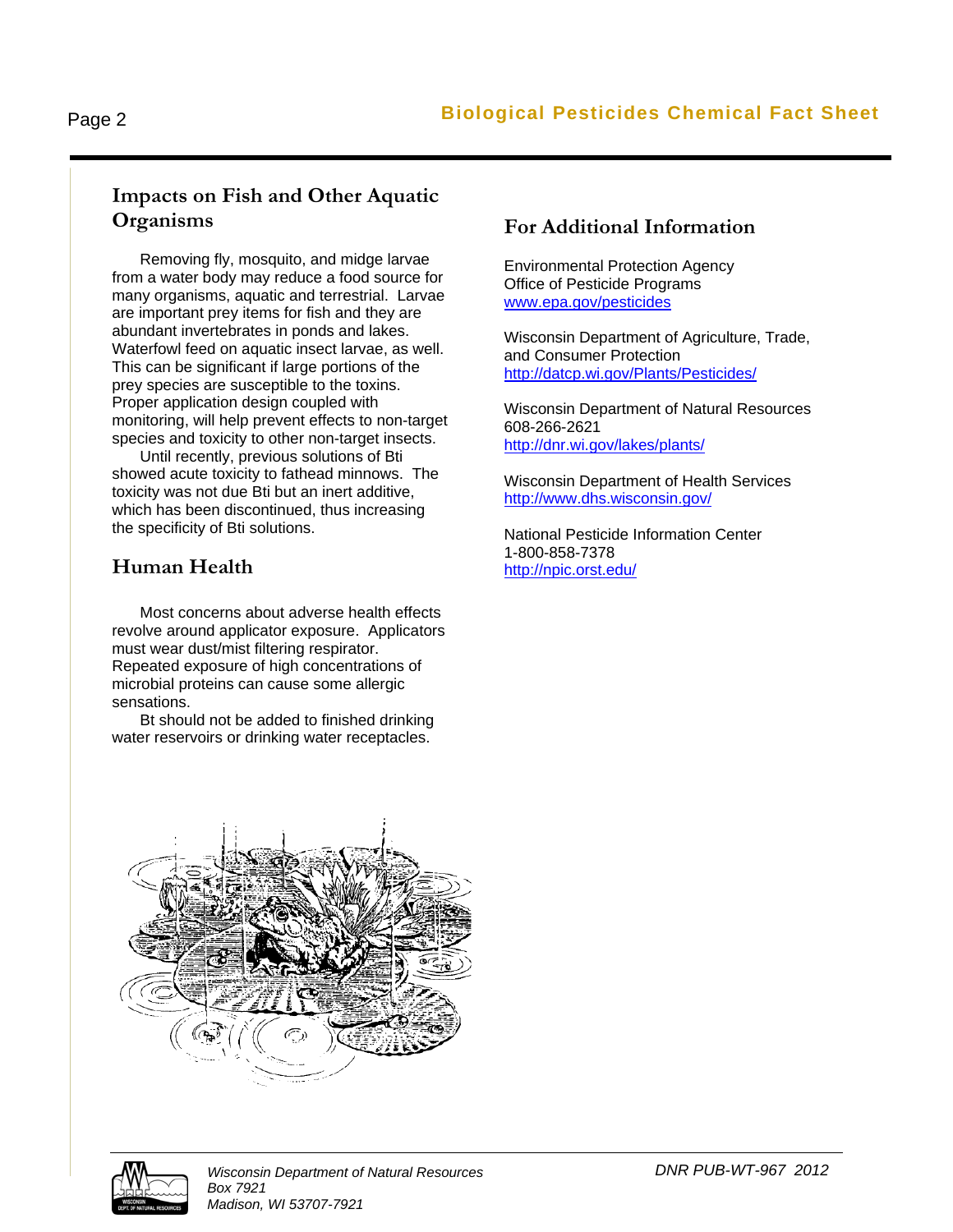## Impacts on Fish and Other Aquatic Organisms

Removing fly, mosquito, and midge larvae from a water body may reduce a food source for many organisms, aquatic and terrestrial. Larvae are important prey items for fish and they are abundant invertebrates in ponds and lakes. Waterfowl feed on aquatic insect larvae, as well. This can be significant if large portions of the prey species are susceptible to the toxins. Proper application design coupled with monitoring, will help prevent effects to non-target species and toxicity to other non-target insects.

Until recently, previous solutions of Bti showed acute toxicity to fathead minnows. The toxicity was not due Bti but an inert additive, which has been discontinued, thus increasing the specificity of Bti solutions.

## Human Health

Most concerns about adverse health effects revolve around applicator exposure. Applicators must wear dust/mist filtering respirator. Repeated exposure of high concentrations of microbial proteins can cause some allergic sensations.

Bt should not be added to finished drinking water reservoirs or drinking water receptacles.

## For Additional Information

Environmental Protection Agency
Office of Pesticide Programs
www.epa.gov/pesticides

Wisconsin Department of Agriculture, Trade, and Consumer Protection
http://datcp.wi.gov/Plants/Pesticides/

Wisconsin Department of Natural Resources
608-266-2621
http://dnr.wi.gov/lakes/plants/

Wisconsin Department of Health Services
http://www.dhs.wisconsin.gov/

National Pesticide Information Center
1-800-858-7378
http://npic.orst.edu/

*Wisconsin Department of Natural Resources*
*Box 7921*
*Madison, WI 53707-7921*

*DNR PUB-WT-967 2012*